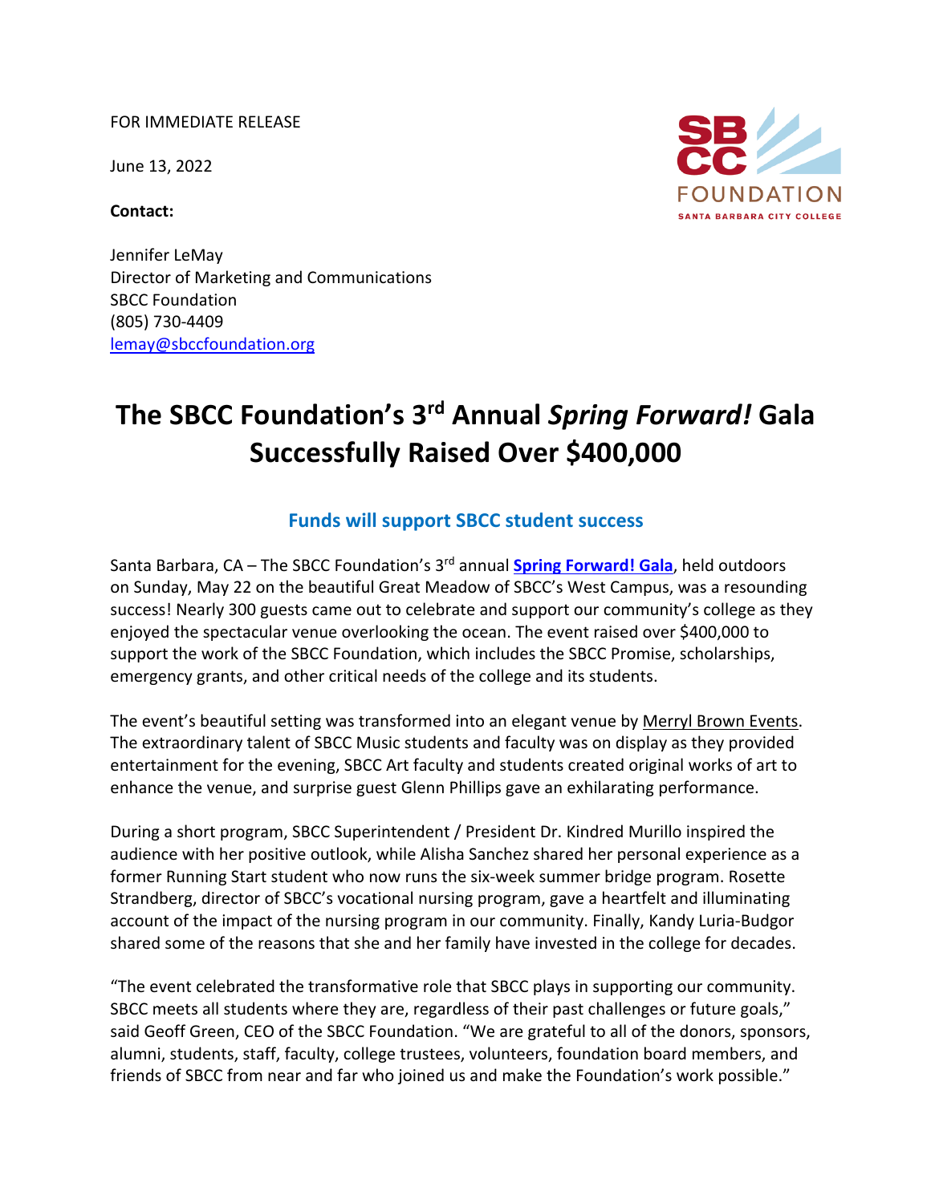FOR IMMEDIATE RELEASE

June 13, 2022

**Contact:**

Jennifer LeMay
Director of Marketing and Communications
SBCC Foundation
(805) 730-4409
lemay@sbccfoundation.org

SBCC FOUNDATION
SANTA BARBARA CITY COLLEGE

# The SBCC Foundation's 3rd Annual *Spring Forward!* Gala Successfully Raised Over $400,000

## Funds will support SBCC student success

Santa Barbara, CA – The SBCC Foundation's 3rd annual **Spring Forward! Gala**, held outdoors on Sunday, May 22 on the beautiful Great Meadow of SBCC's West Campus, was a resounding success! Nearly 300 guests came out to celebrate and support our community's college as they enjoyed the spectacular venue overlooking the ocean. The event raised over $400,000 to support the work of the SBCC Foundation, which includes the SBCC Promise, scholarships, emergency grants, and other critical needs of the college and its students.

The event's beautiful setting was transformed into an elegant venue by Merryl Brown Events. The extraordinary talent of SBCC Music students and faculty was on display as they provided entertainment for the evening, SBCC Art faculty and students created original works of art to enhance the venue, and surprise guest Glenn Phillips gave an exhilarating performance.

During a short program, SBCC Superintendent / President Dr. Kindred Murillo inspired the audience with her positive outlook, while Alisha Sanchez shared her personal experience as a former Running Start student who now runs the six-week summer bridge program. Rosette Strandberg, director of SBCC's vocational nursing program, gave a heartfelt and illuminating account of the impact of the nursing program in our community. Finally, Kandy Luria-Budgor shared some of the reasons that she and her family have invested in the college for decades.

"The event celebrated the transformative role that SBCC plays in supporting our community. SBCC meets all students where they are, regardless of their past challenges or future goals," said Geoff Green, CEO of the SBCC Foundation. "We are grateful to all of the donors, sponsors, alumni, students, staff, faculty, college trustees, volunteers, foundation board members, and friends of SBCC from near and far who joined us and make the Foundation's work possible."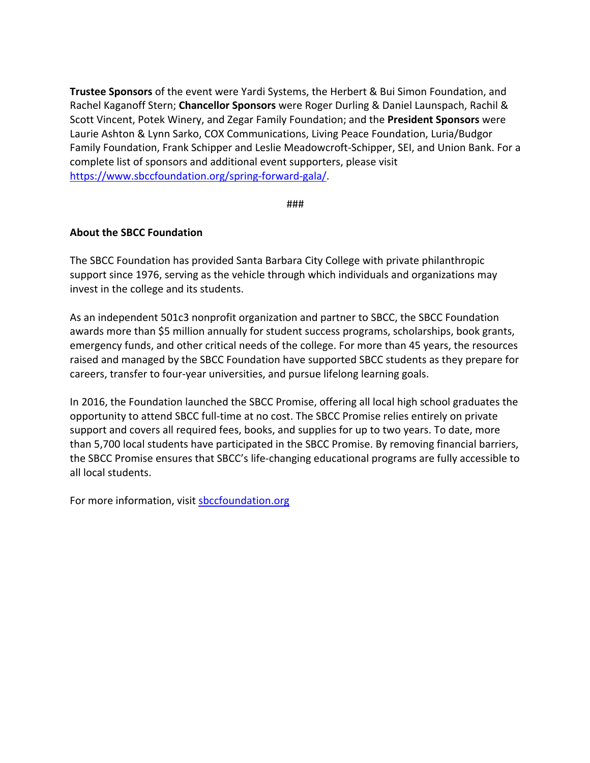**Trustee Sponsors** of the event were Yardi Systems, the Herbert & Bui Simon Foundation, and Rachel Kaganoff Stern; **Chancellor Sponsors** were Roger Durling & Daniel Launspach, Rachil & Scott Vincent, Potek Winery, and Zegar Family Foundation; and the **President Sponsors** were Laurie Ashton & Lynn Sarko, COX Communications, Living Peace Foundation, Luria/Budgor Family Foundation, Frank Schipper and Leslie Meadowcroft-Schipper, SEI, and Union Bank. For a complete list of sponsors and additional event supporters, please visit [https://www.sbccfoundation.org/spring-forward-gala/](https://www.sbccfoundation.org/spring-forward-gala/).

###

**About the SBCC Foundation**

The SBCC Foundation has provided Santa Barbara City College with private philanthropic support since 1976, serving as the vehicle through which individuals and organizations may invest in the college and its students.

As an independent 501c3 nonprofit organization and partner to SBCC, the SBCC Foundation awards more than $5 million annually for student success programs, scholarships, book grants, emergency funds, and other critical needs of the college. For more than 45 years, the resources raised and managed by the SBCC Foundation have supported SBCC students as they prepare for careers, transfer to four-year universities, and pursue lifelong learning goals.

In 2016, the Foundation launched the SBCC Promise, offering all local high school graduates the opportunity to attend SBCC full-time at no cost. The SBCC Promise relies entirely on private support and covers all required fees, books, and supplies for up to two years. To date, more than 5,700 local students have participated in the SBCC Promise. By removing financial barriers, the SBCC Promise ensures that SBCC's life-changing educational programs are fully accessible to all local students.

For more information, visit [sbccfoundation.org](sbccfoundation.org)